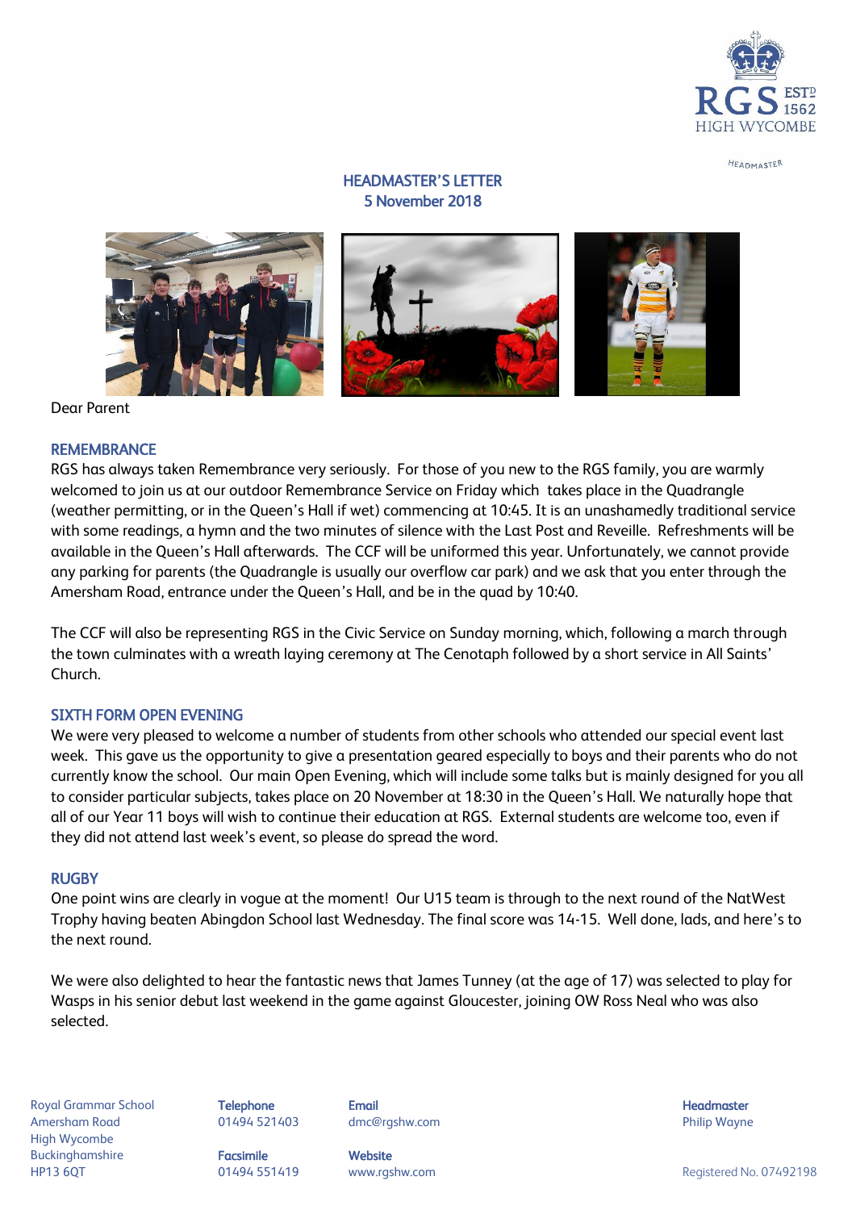# HEADMASTER'S LETTER
## 5 November 2018

Dear Parent

### REMEMBRANCE

RGS has always taken Remembrance very seriously. For those of you new to the RGS family, you are warmly welcomed to join us at our outdoor Remembrance Service on Friday which takes place in the Quadrangle (weather permitting, or in the Queen's Hall if wet) commencing at 10:45. It is an unashamedly traditional service with some readings, a hymn and the two minutes of silence with the Last Post and Reveille. Refreshments will be available in the Queen's Hall afterwards. The CCF will be uniformed this year. Unfortunately, we cannot provide any parking for parents (the Quadrangle is usually our overflow car park) and we ask that you enter through the Amersham Road, entrance under the Queen's Hall, and be in the quad by 10:40.

The CCF will also be representing RGS in the Civic Service on Sunday morning, which, following a march through the town culminates with a wreath laying ceremony at The Cenotaph followed by a short service in All Saints' Church.

### SIXTH FORM OPEN EVENING

We were very pleased to welcome a number of students from other schools who attended our special event last week. This gave us the opportunity to give a presentation geared especially to boys and their parents who do not currently know the school. Our main Open Evening, which will include some talks but is mainly designed for you all to consider particular subjects, takes place on 20 November at 18:30 in the Queen's Hall. We naturally hope that all of our Year 11 boys will wish to continue their education at RGS. External students are welcome too, even if they did not attend last week's event, so please do spread the word.

### RUGBY

One point wins are clearly in vogue at the moment! Our U15 team is through to the next round of the NatWest Trophy having beaten Abingdon School last Wednesday. The final score was 14-15. Well done, lads, and here's to the next round.

We were also delighted to hear the fantastic news that James Tunney (at the age of 17) was selected to play for Wasps in his senior debut last weekend in the game against Gloucester, joining OW Ross Neal who was also selected.

Royal Grammar School
Amersham Road
High Wycombe
Buckinghamshire
HP13 6QT

**Telephone** 01494 521403
**Facsimile** 01494 551419

**Email** dmc@rgshw.com
**Website** www.rgshw.com

**Headmaster** Philip Wayne

Registered No. 07492198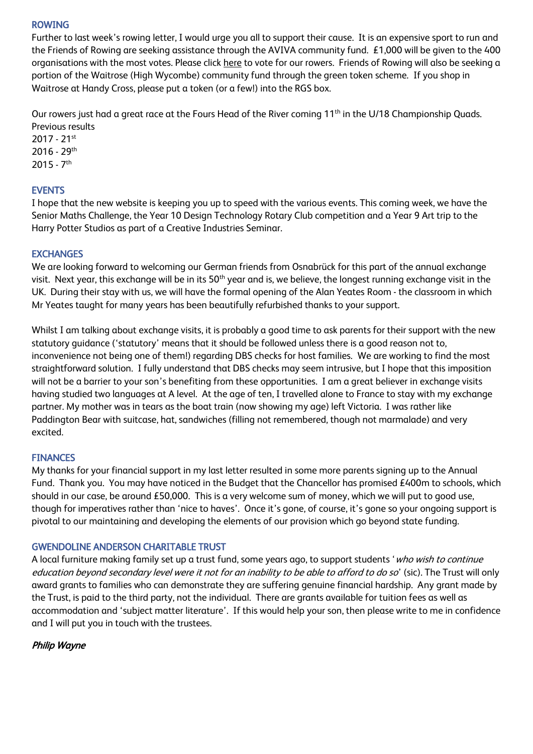## ROWING

Further to last week's rowing letter, I would urge you all to support their cause. It is an expensive sport to run and the Friends of Rowing are seeking assistance through the AVIVA community fund. £1,000 will be given to the 400 organisations with the most votes. Please click here to vote for our rowers. Friends of Rowing will also be seeking a portion of the Waitrose (High Wycombe) community fund through the green token scheme. If you shop in Waitrose at Handy Cross, please put a token (or a few!) into the RGS box.

Our rowers just had a great race at the Fours Head of the River coming 11th in the U/18 Championship Quads.
Previous results
2017 - 21st
2016 - 29th
2015 - 7th

## EVENTS

I hope that the new website is keeping you up to speed with the various events. This coming week, we have the Senior Maths Challenge, the Year 10 Design Technology Rotary Club competition and a Year 9 Art trip to the Harry Potter Studios as part of a Creative Industries Seminar.

## EXCHANGES

We are looking forward to welcoming our German friends from Osnabrück for this part of the annual exchange visit. Next year, this exchange will be in its 50th year and is, we believe, the longest running exchange visit in the UK. During their stay with us, we will have the formal opening of the Alan Yeates Room - the classroom in which Mr Yeates taught for many years has been beautifully refurbished thanks to your support.

Whilst I am talking about exchange visits, it is probably a good time to ask parents for their support with the new statutory guidance ('statutory' means that it should be followed unless there is a good reason not to, inconvenience not being one of them!) regarding DBS checks for host families. We are working to find the most straightforward solution. I fully understand that DBS checks may seem intrusive, but I hope that this imposition will not be a barrier to your son's benefiting from these opportunities. I am a great believer in exchange visits having studied two languages at A level. At the age of ten, I travelled alone to France to stay with my exchange partner. My mother was in tears as the boat train (now showing my age) left Victoria. I was rather like Paddington Bear with suitcase, hat, sandwiches (filling not remembered, though not marmalade) and very excited.

## FINANCES

My thanks for your financial support in my last letter resulted in some more parents signing up to the Annual Fund. Thank you. You may have noticed in the Budget that the Chancellor has promised £400m to schools, which should in our case, be around £50,000. This is a very welcome sum of money, which we will put to good use, though for imperatives rather than 'nice to haves'. Once it's gone, of course, it's gone so your ongoing support is pivotal to our maintaining and developing the elements of our provision which go beyond state funding.

## GWENDOLINE ANDERSON CHARITABLE TRUST

A local furniture making family set up a trust fund, some years ago, to support students '*who wish to continue education beyond secondary level were it not for an inability to be able to afford to do so*' (sic). The Trust will only award grants to families who can demonstrate they are suffering genuine financial hardship. Any grant made by the Trust, is paid to the third party, not the individual. There are grants available for tuition fees as well as accommodation and 'subject matter literature'. If this would help your son, then please write to me in confidence and I will put you in touch with the trustees.

*Philip Wayne*